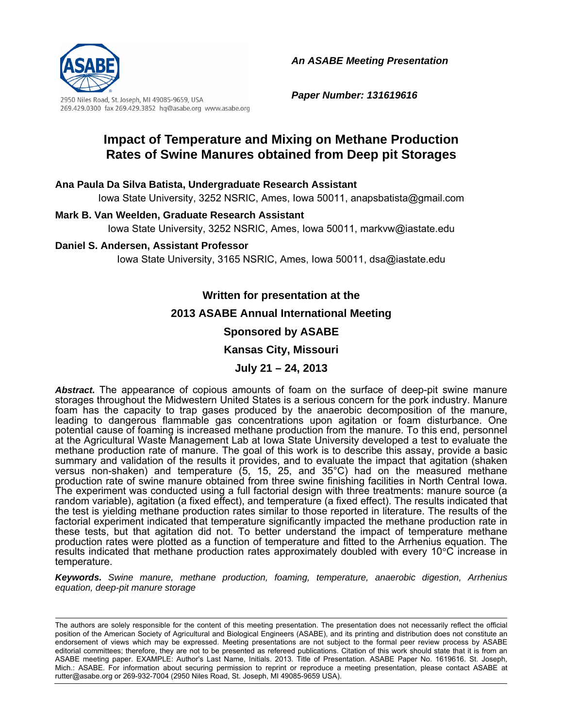2950 Niles Road, St. Joseph, MI 49085-9659, USA
269.429.0300 fax 269.429.3852 hq@asabe.org www.asabe.org

***An ASABE Meeting Presentation***

***Paper Number: 131619616***

# Impact of Temperature and Mixing on Methane Production Rates of Swine Manures obtained from Deep pit Storages

**Ana Paula Da Silva Batista, Undergraduate Research Assistant**

Iowa State University, 3252 NSRIC, Ames, Iowa 50011, anapsbatista@gmail.com

**Mark B. Van Weelden, Graduate Research Assistant**

Iowa State University, 3252 NSRIC, Ames, Iowa 50011, markvw@iastate.edu

**Daniel S. Andersen, Assistant Professor**

Iowa State University, 3165 NSRIC, Ames, Iowa 50011, dsa@iastate.edu

**Written for presentation at the**

**2013 ASABE Annual International Meeting**

**Sponsored by ASABE**

**Kansas City, Missouri**

**July 21 – 24, 2013**

***Abstract.*** The appearance of copious amounts of foam on the surface of deep-pit swine manure storages throughout the Midwestern United States is a serious concern for the pork industry. Manure foam has the capacity to trap gases produced by the anaerobic decomposition of the manure, leading to dangerous flammable gas concentrations upon agitation or foam disturbance. One potential cause of foaming is increased methane production from the manure. To this end, personnel at the Agricultural Waste Management Lab at Iowa State University developed a test to evaluate the methane production rate of manure. The goal of this work is to describe this assay, provide a basic summary and validation of the results it provides, and to evaluate the impact that agitation (shaken versus non-shaken) and temperature (5, 15, 25, and 35°C) had on the measured methane production rate of swine manure obtained from three swine finishing facilities in North Central Iowa. The experiment was conducted using a full factorial design with three treatments: manure source (a random variable), agitation (a fixed effect), and temperature (a fixed effect). The results indicated that the test is yielding methane production rates similar to those reported in literature. The results of the factorial experiment indicated that temperature significantly impacted the methane production rate in these tests, but that agitation did not. To better understand the impact of temperature methane production rates were plotted as a function of temperature and fitted to the Arrhenius equation. The results indicated that methane production rates approximately doubled with every 10°C increase in temperature.

***Keywords.*** *Swine manure, methane production, foaming, temperature, anaerobic digestion, Arrhenius equation, deep-pit manure storage*

The authors are solely responsible for the content of this meeting presentation. The presentation does not necessarily reflect the official position of the American Society of Agricultural and Biological Engineers (ASABE), and its printing and distribution does not constitute an endorsement of views which may be expressed. Meeting presentations are not subject to the formal peer review process by ASABE editorial committees; therefore, they are not to be presented as refereed publications. Citation of this work should state that it is from an ASABE meeting paper. EXAMPLE: Author's Last Name, Initials. 2013. Title of Presentation. ASABE Paper No. 1619616. St. Joseph, Mich.: ASABE. For information about securing permission to reprint or reproduce a meeting presentation, please contact ASABE at rutter@asabe.org or 269-932-7004 (2950 Niles Road, St. Joseph, MI 49085-9659 USA).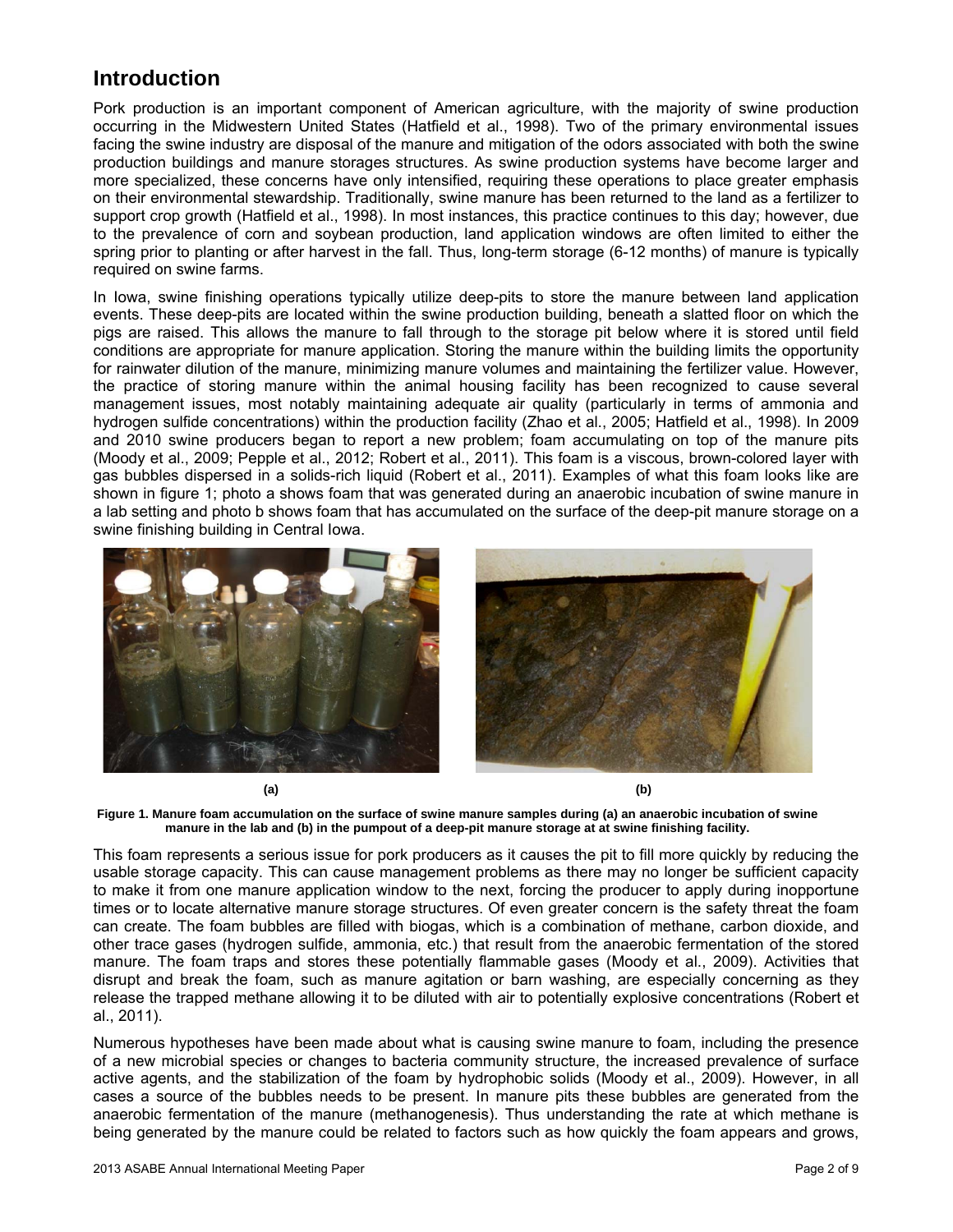## Introduction

Pork production is an important component of American agriculture, with the majority of swine production occurring in the Midwestern United States (Hatfield et al., 1998). Two of the primary environmental issues facing the swine industry are disposal of the manure and mitigation of the odors associated with both the swine production buildings and manure storages structures. As swine production systems have become larger and more specialized, these concerns have only intensified, requiring these operations to place greater emphasis on their environmental stewardship. Traditionally, swine manure has been returned to the land as a fertilizer to support crop growth (Hatfield et al., 1998). In most instances, this practice continues to this day; however, due to the prevalence of corn and soybean production, land application windows are often limited to either the spring prior to planting or after harvest in the fall. Thus, long-term storage (6-12 months) of manure is typically required on swine farms.

In Iowa, swine finishing operations typically utilize deep-pits to store the manure between land application events. These deep-pits are located within the swine production building, beneath a slatted floor on which the pigs are raised. This allows the manure to fall through to the storage pit below where it is stored until field conditions are appropriate for manure application. Storing the manure within the building limits the opportunity for rainwater dilution of the manure, minimizing manure volumes and maintaining the fertilizer value. However, the practice of storing manure within the animal housing facility has been recognized to cause several management issues, most notably maintaining adequate air quality (particularly in terms of ammonia and hydrogen sulfide concentrations) within the production facility (Zhao et al., 2005; Hatfield et al., 1998). In 2009 and 2010 swine producers began to report a new problem; foam accumulating on top of the manure pits (Moody et al., 2009; Pepple et al., 2012; Robert et al., 2011). This foam is a viscous, brown-colored layer with gas bubbles dispersed in a solids-rich liquid (Robert et al., 2011). Examples of what this foam looks like are shown in figure 1; photo a shows foam that was generated during an anaerobic incubation of swine manure in a lab setting and photo b shows foam that has accumulated on the surface of the deep-pit manure storage on a swine finishing building in Central Iowa.

(a)

(b)

**Figure 1. Manure foam accumulation on the surface of swine manure samples during (a) an anaerobic incubation of swine manure in the lab and (b) in the pumpout of a deep-pit manure storage at at swine finishing facility.**

This foam represents a serious issue for pork producers as it causes the pit to fill more quickly by reducing the usable storage capacity. This can cause management problems as there may no longer be sufficient capacity to make it from one manure application window to the next, forcing the producer to apply during inopportune times or to locate alternative manure storage structures. Of even greater concern is the safety threat the foam can create. The foam bubbles are filled with biogas, which is a combination of methane, carbon dioxide, and other trace gases (hydrogen sulfide, ammonia, etc.) that result from the anaerobic fermentation of the stored manure. The foam traps and stores these potentially flammable gases (Moody et al., 2009). Activities that disrupt and break the foam, such as manure agitation or barn washing, are especially concerning as they release the trapped methane allowing it to be diluted with air to potentially explosive concentrations (Robert et al., 2011).

Numerous hypotheses have been made about what is causing swine manure to foam, including the presence of a new microbial species or changes to bacteria community structure, the increased prevalence of surface active agents, and the stabilization of the foam by hydrophobic solids (Moody et al., 2009). However, in all cases a source of the bubbles needs to be present. In manure pits these bubbles are generated from the anaerobic fermentation of the manure (methanogenesis). Thus understanding the rate at which methane is being generated by the manure could be related to factors such as how quickly the foam appears and grows,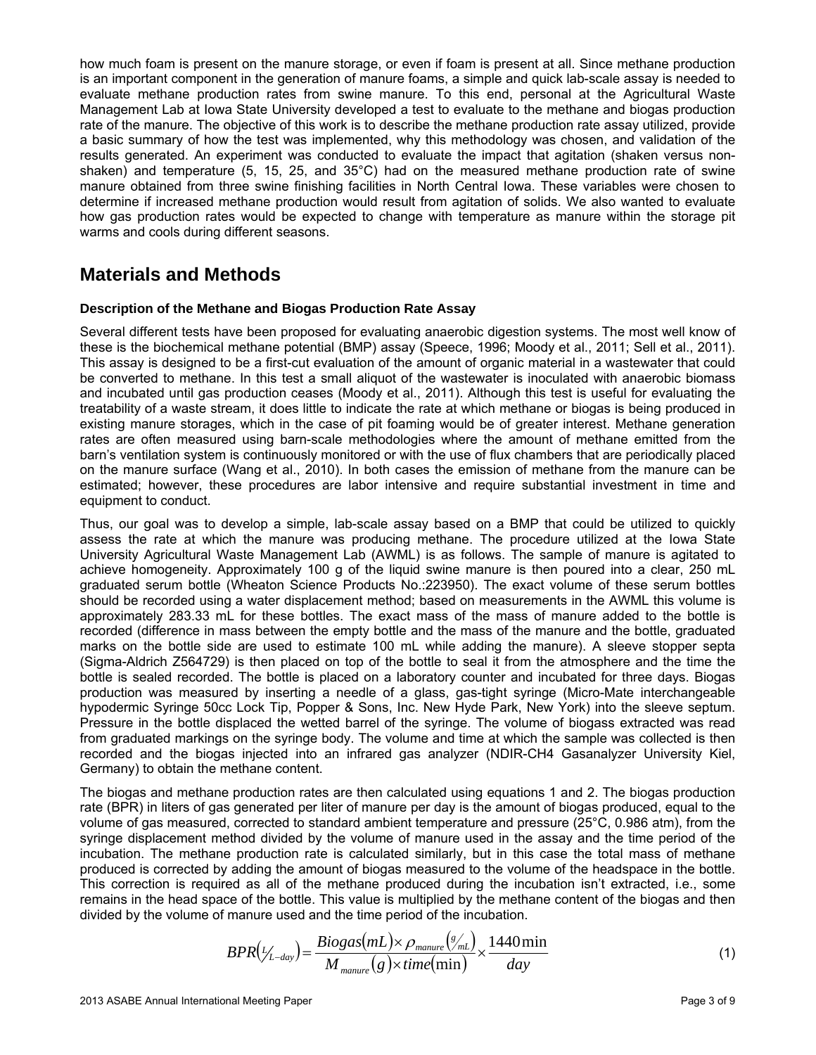how much foam is present on the manure storage, or even if foam is present at all. Since methane production is an important component in the generation of manure foams, a simple and quick lab-scale assay is needed to evaluate methane production rates from swine manure. To this end, personal at the Agricultural Waste Management Lab at Iowa State University developed a test to evaluate to the methane and biogas production rate of the manure. The objective of this work is to describe the methane production rate assay utilized, provide a basic summary of how the test was implemented, why this methodology was chosen, and validation of the results generated. An experiment was conducted to evaluate the impact that agitation (shaken versus non-shaken) and temperature (5, 15, 25, and 35°C) had on the measured methane production rate of swine manure obtained from three swine finishing facilities in North Central Iowa. These variables were chosen to determine if increased methane production would result from agitation of solids. We also wanted to evaluate how gas production rates would be expected to change with temperature as manure within the storage pit warms and cools during different seasons.

## Materials and Methods

### Description of the Methane and Biogas Production Rate Assay

Several different tests have been proposed for evaluating anaerobic digestion systems. The most well know of these is the biochemical methane potential (BMP) assay (Speece, 1996; Moody et al., 2011; Sell et al., 2011). This assay is designed to be a first-cut evaluation of the amount of organic material in a wastewater that could be converted to methane. In this test a small aliquot of the wastewater is inoculated with anaerobic biomass and incubated until gas production ceases (Moody et al., 2011). Although this test is useful for evaluating the treatability of a waste stream, it does little to indicate the rate at which methane or biogas is being produced in existing manure storages, which in the case of pit foaming would be of greater interest. Methane generation rates are often measured using barn-scale methodologies where the amount of methane emitted from the barn's ventilation system is continuously monitored or with the use of flux chambers that are periodically placed on the manure surface (Wang et al., 2010). In both cases the emission of methane from the manure can be estimated; however, these procedures are labor intensive and require substantial investment in time and equipment to conduct.

Thus, our goal was to develop a simple, lab-scale assay based on a BMP that could be utilized to quickly assess the rate at which the manure was producing methane. The procedure utilized at the Iowa State University Agricultural Waste Management Lab (AWML) is as follows. The sample of manure is agitated to achieve homogeneity. Approximately 100 g of the liquid swine manure is then poured into a clear, 250 mL graduated serum bottle (Wheaton Science Products No.:223950). The exact volume of these serum bottles should be recorded using a water displacement method; based on measurements in the AWML this volume is approximately 283.33 mL for these bottles. The exact mass of the mass of manure added to the bottle is recorded (difference in mass between the empty bottle and the mass of the manure and the bottle, graduated marks on the bottle side are used to estimate 100 mL while adding the manure). A sleeve stopper septa (Sigma-Aldrich Z564729) is then placed on top of the bottle to seal it from the atmosphere and the time the bottle is sealed recorded. The bottle is placed on a laboratory counter and incubated for three days. Biogas production was measured by inserting a needle of a glass, gas-tight syringe (Micro-Mate interchangeable hypodermic Syringe 50cc Lock Tip, Popper & Sons, Inc. New Hyde Park, New York) into the sleeve septum. Pressure in the bottle displaced the wetted barrel of the syringe. The volume of biogass extracted was read from graduated markings on the syringe body. The volume and time at which the sample was collected is then recorded and the biogas injected into an infrared gas analyzer (NDIR-CH4 Gasanalyzer University Kiel, Germany) to obtain the methane content.

The biogas and methane production rates are then calculated using equations 1 and 2. The biogas production rate (BPR) in liters of gas generated per liter of manure per day is the amount of biogas produced, equal to the volume of gas measured, corrected to standard ambient temperature and pressure (25°C, 0.986 atm), from the syringe displacement method divided by the volume of manure used in the assay and the time period of the incubation. The methane production rate is calculated similarly, but in this case the total mass of methane produced is corrected by adding the amount of biogas measured to the volume of the headspace in the bottle. This correction is required as all of the methane produced during the incubation isn't extracted, i.e., some remains in the head space of the bottle. This value is multiplied by the methane content of the biogas and then divided by the volume of manure used and the time period of the incubation.

$$BPR\left(\tfrac{L}{L-day}\right) = \frac{Biogas(mL) \times \rho_{manure}\left(\tfrac{g}{mL}\right)}{M_{manure}(g) \times time(\text{min})} \times \frac{1440\,\text{min}}{day} \tag{1}$$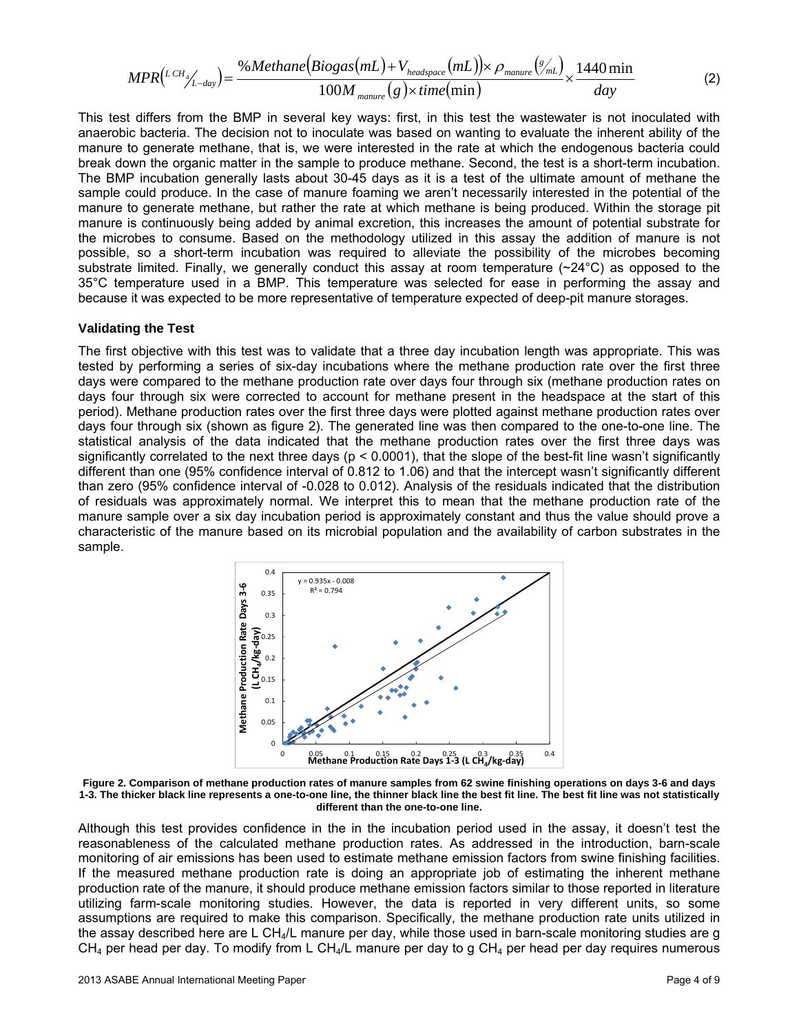$$MPR\left(\frac{L\ CH_4}{L-day}\right) = \frac{\%Methane\left(Biogas(mL) + V_{headspace}(mL)\right) \times \rho_{manure}\left(\frac{g}{mL}\right)}{100M_{manure}(g) \times time(\min)} \times \frac{1440\min}{day} \quad (2)$$

This test differs from the BMP in several key ways: first, in this test the wastewater is not inoculated with anaerobic bacteria. The decision not to inoculate was based on wanting to evaluate the inherent ability of the manure to generate methane, that is, we were interested in the rate at which the endogenous bacteria could break down the organic matter in the sample to produce methane. Second, the test is a short-term incubation. The BMP incubation generally lasts about 30-45 days as it is a test of the ultimate amount of methane the sample could produce. In the case of manure foaming we aren't necessarily interested in the potential of the manure to generate methane, but rather the rate at which methane is being produced. Within the storage pit manure is continuously being added by animal excretion, this increases the amount of potential substrate for the microbes to consume. Based on the methodology utilized in this assay the addition of manure is not possible, so a short-term incubation was required to alleviate the possibility of the microbes becoming substrate limited. Finally, we generally conduct this assay at room temperature (~24°C) as opposed to the 35°C temperature used in a BMP. This temperature was selected for ease in performing the assay and because it was expected to be more representative of temperature expected of deep-pit manure storages.

### Validating the Test

The first objective with this test was to validate that a three day incubation length was appropriate. This was tested by performing a series of six-day incubations where the methane production rate over the first three days were compared to the methane production rate over days four through six (methane production rates on days four through six were corrected to account for methane present in the headspace at the start of this period). Methane production rates over the first three days were plotted against methane production rates over days four through six (shown as figure 2). The generated line was then compared to the one-to-one line. The statistical analysis of the data indicated that the methane production rates over the first three days was significantly correlated to the next three days ($p < 0.0001$), that the slope of the best-fit line wasn't significantly different than one (95% confidence interval of 0.812 to 1.06) and that the intercept wasn't significantly different than zero (95% confidence interval of -0.028 to 0.012). Analysis of the residuals indicated that the distribution of residuals was approximately normal. We interpret this to mean that the methane production rate of the manure sample over a six day incubation period is approximately constant and thus the value should prove a characteristic of the manure based on its microbial population and the availability of carbon substrates in the sample.

y = 0.935x - 0.008
$R^2 = 0.794$

Methane Production Rate Days 3-6 (L $CH_4$/kg-day)

Methane Production Rate Days 1-3 (L $CH_4$/kg-day)

0, 0.05, 0.1, 0.15, 0.2, 0.25, 0.3, 0.35, 0.4

**Figure 2. Comparison of methane production rates of manure samples from 62 swine finishing operations on days 3-6 and days 1-3. The thicker black line represents a one-to-one line, the thinner black line the best fit line. The best fit line was not statistically different than the one-to-one line.**

Although this test provides confidence in the in the incubation period used in the assay, it doesn't test the reasonableness of the calculated methane production rates. As addressed in the introduction, barn-scale monitoring of air emissions has been used to estimate methane emission factors from swine finishing facilities. If the measured methane production rate is doing an appropriate job of estimating the inherent methane production rate of the manure, it should produce methane emission factors similar to those reported in literature utilizing farm-scale monitoring studies. However, the data is reported in very different units, so some assumptions are required to make this comparison. Specifically, the methane production rate units utilized in the assay described here are L $CH_4$/L manure per day, while those used in barn-scale monitoring studies are g $CH_4$ per head per day. To modify from L $CH_4$/L manure per day to g $CH_4$ per head per day requires numerous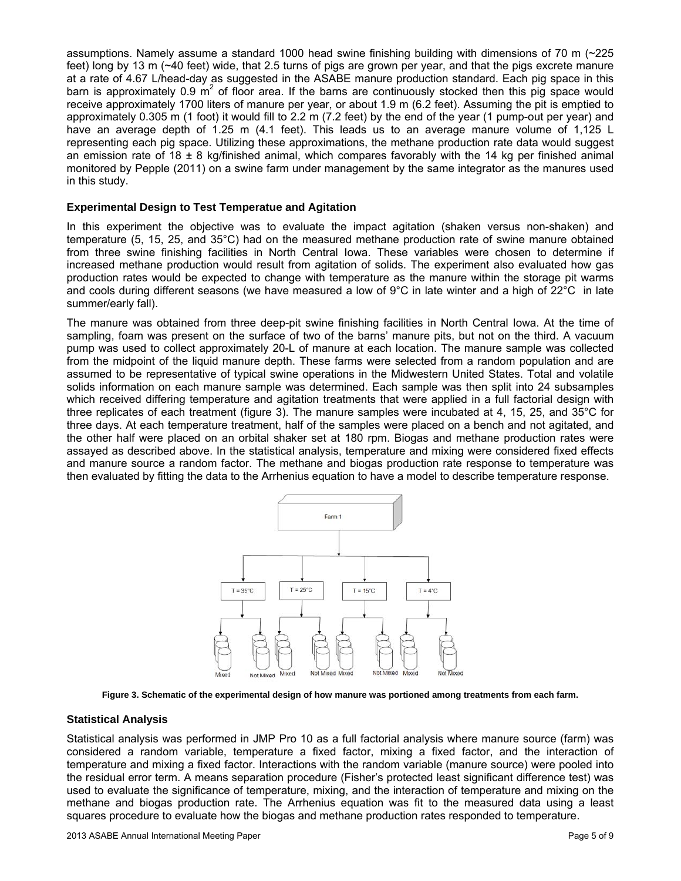assumptions. Namely assume a standard 1000 head swine finishing building with dimensions of 70 m (~225 feet) long by 13 m (~40 feet) wide, that 2.5 turns of pigs are grown per year, and that the pigs excrete manure at a rate of 4.67 L/head-day as suggested in the ASABE manure production standard. Each pig space in this barn is approximately 0.9 $m^2$ of floor area. If the barns are continuously stocked then this pig space would receive approximately 1700 liters of manure per year, or about 1.9 m (6.2 feet). Assuming the pit is emptied to approximately 0.305 m (1 foot) it would fill to 2.2 m (7.2 feet) by the end of the year (1 pump-out per year) and have an average depth of 1.25 m (4.1 feet). This leads us to an average manure volume of 1,125 L representing each pig space. Utilizing these approximations, the methane production rate data would suggest an emission rate of 18 ± 8 kg/finished animal, which compares favorably with the 14 kg per finished animal monitored by Pepple (2011) on a swine farm under management by the same integrator as the manures used in this study.

### Experimental Design to Test Temperatue and Agitation

In this experiment the objective was to evaluate the impact agitation (shaken versus non-shaken) and temperature (5, 15, 25, and 35°C) had on the measured methane production rate of swine manure obtained from three swine finishing facilities in North Central Iowa. These variables were chosen to determine if increased methane production would result from agitation of solids. The experiment also evaluated how gas production rates would be expected to change with temperature as the manure within the storage pit warms and cools during different seasons (we have measured a low of 9°C in late winter and a high of 22°C in late summer/early fall).

The manure was obtained from three deep-pit swine finishing facilities in North Central Iowa. At the time of sampling, foam was present on the surface of two of the barns' manure pits, but not on the third. A vacuum pump was used to collect approximately 20-L of manure at each location. The manure sample was collected from the midpoint of the liquid manure depth. These farms were selected from a random population and are assumed to be representative of typical swine operations in the Midwestern United States. Total and volatile solids information on each manure sample was determined. Each sample was then split into 24 subsamples which received differing temperature and agitation treatments that were applied in a full factorial design with three replicates of each treatment (figure 3). The manure samples were incubated at 4, 15, 25, and 35°C for three days. At each temperature treatment, half of the samples were placed on a bench and not agitated, and the other half were placed on an orbital shaker set at 180 rpm. Biogas and methane production rates were assayed as described above. In the statistical analysis, temperature and mixing were considered fixed effects and manure source a random factor. The methane and biogas production rate response to temperature was then evaluated by fitting the data to the Arrhenius equation to have a model to describe temperature response.

**Figure 3. Schematic of the experimental design of how manure was portioned among treatments from each farm.**

### Statistical Analysis

Statistical analysis was performed in JMP Pro 10 as a full factorial analysis where manure source (farm) was considered a random variable, temperature a fixed factor, mixing a fixed factor, and the interaction of temperature and mixing a fixed factor. Interactions with the random variable (manure source) were pooled into the residual error term. A means separation procedure (Fisher's protected least significant difference test) was used to evaluate the significance of temperature, mixing, and the interaction of temperature and mixing on the methane and biogas production rate. The Arrhenius equation was fit to the measured data using a least squares procedure to evaluate how the biogas and methane production rates responded to temperature.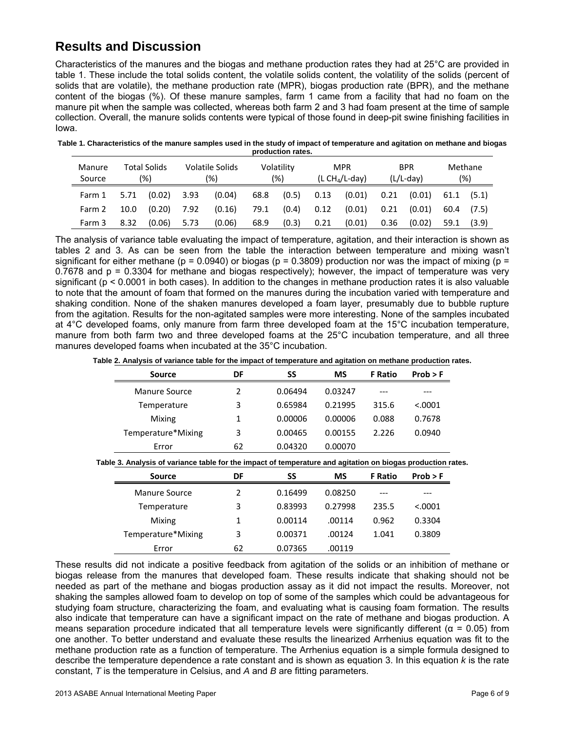## Results and Discussion

Characteristics of the manures and the biogas and methane production rates they had at 25°C are provided in table 1. These include the total solids content, the volatile solids content, the volatility of the solids (percent of solids that are volatile), the methane production rate (MPR), biogas production rate (BPR), and the methane content of the biogas (%). Of these manure samples, farm 1 came from a facility that had no foam on the manure pit when the sample was collected, whereas both farm 2 and 3 had foam present at the time of sample collection. Overall, the manure solids contents were typical of those found in deep-pit swine finishing facilities in Iowa.

**Table 1. Characteristics of the manure samples used in the study of impact of temperature and agitation on methane and biogas production rates.**

| Manure Source | Total Solids (%) | | Volatile Solids (%) | | Volatility (%) | | MPR (L $CH_4$/L-day) | | BPR (L/L-day) | | Methane (%) | |
|---|---|---|---|---|---|---|---|---|---|---|---|---|
| Farm 1 | 5.71 | (0.02) | 3.93 | (0.04) | 68.8 | (0.5) | 0.13 | (0.01) | 0.21 | (0.01) | 61.1 | (5.1) |
| Farm 2 | 10.0 | (0.20) | 7.92 | (0.16) | 79.1 | (0.4) | 0.12 | (0.01) | 0.21 | (0.01) | 60.4 | (7.5) |
| Farm 3 | 8.32 | (0.06) | 5.73 | (0.06) | 68.9 | (0.3) | 0.21 | (0.01) | 0.36 | (0.02) | 59.1 | (3.9) |

The analysis of variance table evaluating the impact of temperature, agitation, and their interaction is shown as tables 2 and 3. As can be seen from the table the interaction between temperature and mixing wasn't significant for either methane ($p = 0.0940$) or biogas ($p = 0.3809$) production nor was the impact of mixing ($p = 0.7678$ and $p = 0.3304$ for methane and biogas respectively); however, the impact of temperature was very significant ($p < 0.0001$ in both cases). In addition to the changes in methane production rates it is also valuable to note that the amount of foam that formed on the manures during the incubation varied with temperature and shaking condition. None of the shaken manures developed a foam layer, presumably due to bubble rupture from the agitation. Results for the non-agitated samples were more interesting. None of the samples incubated at 4°C developed foams, only manure from farm three developed foam at the 15°C incubation temperature, manure from both farm two and three developed foams at the 25°C incubation temperature, and all three manures developed foams when incubated at the 35°C incubation.

**Table 2. Analysis of variance table for the impact of temperature and agitation on methane production rates.**

| Source | DF | SS | MS | F Ratio | Prob > F |
|---|---|---|---|---|---|
| Manure Source | 2 | 0.06494 | 0.03247 | --- | --- |
| Temperature | 3 | 0.65984 | 0.21995 | 315.6 | <.0001 |
| Mixing | 1 | 0.00006 | 0.00006 | 0.088 | 0.7678 |
| Temperature*Mixing | 3 | 0.00465 | 0.00155 | 2.226 | 0.0940 |
| Error | 62 | 0.04320 | 0.00070 | | |

**Table 3. Analysis of variance table for the impact of temperature and agitation on biogas production rates.**

| Source | DF | SS | MS | F Ratio | Prob > F |
|---|---|---|---|---|---|
| Manure Source | 2 | 0.16499 | 0.08250 | --- | --- |
| Temperature | 3 | 0.83993 | 0.27998 | 235.5 | <.0001 |
| Mixing | 1 | 0.00114 | .00114 | 0.962 | 0.3304 |
| Temperature*Mixing | 3 | 0.00371 | .00124 | 1.041 | 0.3809 |
| Error | 62 | 0.07365 | .00119 | | |

These results did not indicate a positive feedback from agitation of the solids or an inhibition of methane or biogas release from the manures that developed foam. These results indicate that shaking should not be needed as part of the methane and biogas production assay as it did not impact the results. Moreover, not shaking the samples allowed foam to develop on top of some of the samples which could be advantageous for studying foam structure, characterizing the foam, and evaluating what is causing foam formation. The results also indicate that temperature can have a significant impact on the rate of methane and biogas production. A means separation procedure indicated that all temperature levels were significantly different ($\alpha = 0.05$) from one another. To better understand and evaluate these results the linearized Arrhenius equation was fit to the methane production rate as a function of temperature. The Arrhenius equation is a simple formula designed to describe the temperature dependence a rate constant and is shown as equation 3. In this equation $k$ is the rate constant, $T$ is the temperature in Celsius, and $A$ and $B$ are fitting parameters.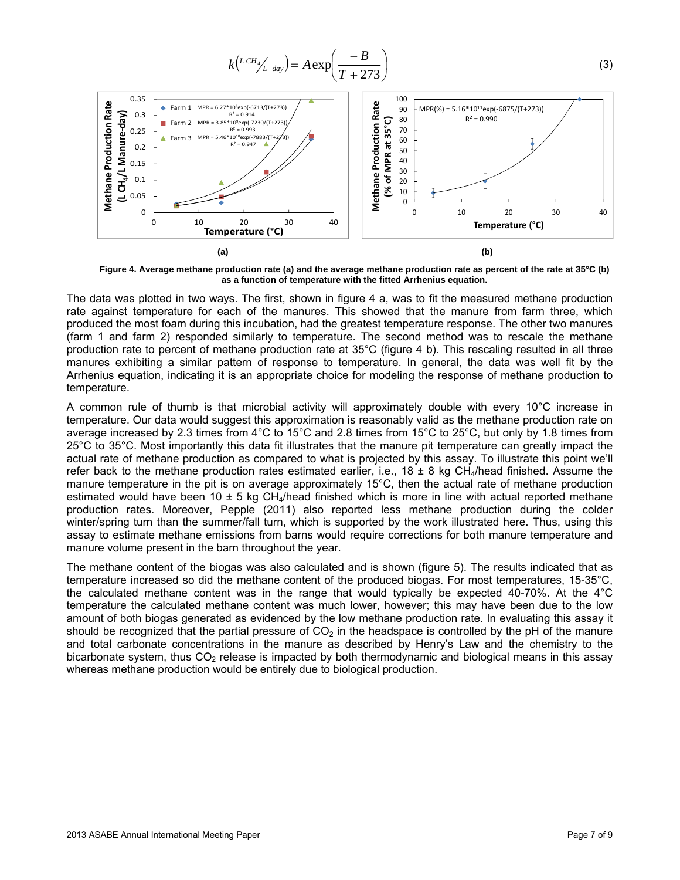$$k\left(\frac{L\ CH_4}{L-day}\right) = A\exp\left(\frac{-B}{T+273}\right) \tag{3}$$

Figure 4. Average methane production rate (a) and the average methane production rate as percent of the rate at 35°C (b) as a function of temperature with the fitted Arrhenius equation.

The data was plotted in two ways. The first, shown in figure 4 a, was to fit the measured methane production rate against temperature for each of the manures. This showed that the manure from farm three, which produced the most foam during this incubation, had the greatest temperature response. The other two manures (farm 1 and farm 2) responded similarly to temperature. The second method was to rescale the methane production rate to percent of methane production rate at 35°C (figure 4 b). This rescaling resulted in all three manures exhibiting a similar pattern of response to temperature. In general, the data was well fit by the Arrhenius equation, indicating it is an appropriate choice for modeling the response of methane production to temperature.

A common rule of thumb is that microbial activity will approximately double with every 10°C increase in temperature. Our data would suggest this approximation is reasonably valid as the methane production rate on average increased by 2.3 times from 4°C to 15°C and 2.8 times from 15°C to 25°C, but only by 1.8 times from 25°C to 35°C. Most importantly this data fit illustrates that the manure pit temperature can greatly impact the actual rate of methane production as compared to what is projected by this assay. To illustrate this point we'll refer back to the methane production rates estimated earlier, i.e., 18 ± 8 kg $CH_4$/head finished. Assume the manure temperature in the pit is on average approximately 15°C, then the actual rate of methane production estimated would have been 10 ± 5 kg $CH_4$/head finished which is more in line with actual reported methane production rates. Moreover, Pepple (2011) also reported less methane production during the colder winter/spring turn than the summer/fall turn, which is supported by the work illustrated here. Thus, using this assay to estimate methane emissions from barns would require corrections for both manure temperature and manure volume present in the barn throughout the year.

The methane content of the biogas was also calculated and is shown (figure 5). The results indicated that as temperature increased so did the methane content of the produced biogas. For most temperatures, 15-35°C, the calculated methane content was in the range that would typically be expected 40-70%. At the 4°C temperature the calculated methane content was much lower, however; this may have been due to the low amount of both biogas generated as evidenced by the low methane production rate. In evaluating this assay it should be recognized that the partial pressure of $CO_2$ in the headspace is controlled by the pH of the manure and total carbonate concentrations in the manure as described by Henry's Law and the chemistry to the bicarbonate system, thus $CO_2$ release is impacted by both thermodynamic and biological means in this assay whereas methane production would be entirely due to biological production.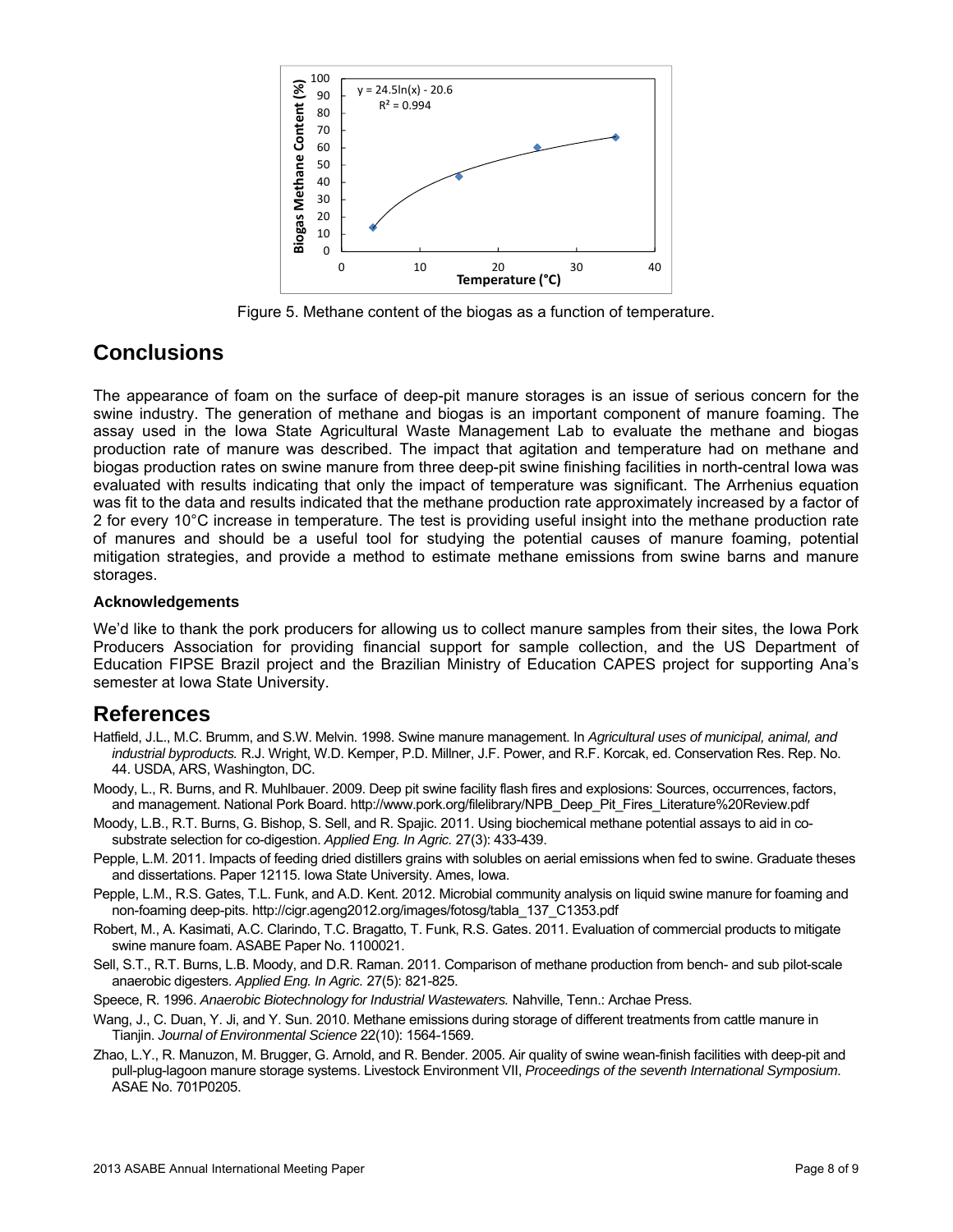y = 24.5ln(x) - 20.6

$R^2$ = 0.994

Biogas Methane Content (%)

100
90
80
70
60
50
40
30
20
10
0

0 10 20 30 40

Temperature (°C)

Figure 5. Methane content of the biogas as a function of temperature.

## Conclusions

The appearance of foam on the surface of deep-pit manure storages is an issue of serious concern for the swine industry. The generation of methane and biogas is an important component of manure foaming. The assay used in the Iowa State Agricultural Waste Management Lab to evaluate the methane and biogas production rate of manure was described. The impact that agitation and temperature had on methane and biogas production rates on swine manure from three deep-pit swine finishing facilities in north-central Iowa was evaluated with results indicating that only the impact of temperature was significant. The Arrhenius equation was fit to the data and results indicated that the methane production rate approximately increased by a factor of 2 for every 10°C increase in temperature. The test is providing useful insight into the methane production rate of manures and should be a useful tool for studying the potential causes of manure foaming, potential mitigation strategies, and provide a method to estimate methane emissions from swine barns and manure storages.

### Acknowledgements

We'd like to thank the pork producers for allowing us to collect manure samples from their sites, the Iowa Pork Producers Association for providing financial support for sample collection, and the US Department of Education FIPSE Brazil project and the Brazilian Ministry of Education CAPES project for supporting Ana's semester at Iowa State University.

## References

Hatfield, J.L., M.C. Brumm, and S.W. Melvin. 1998. Swine manure management. In *Agricultural uses of municipal, animal, and industrial byproducts.* R.J. Wright, W.D. Kemper, P.D. Millner, J.F. Power, and R.F. Korcak, ed. Conservation Res. Rep. No. 44. USDA, ARS, Washington, DC.

Moody, L., R. Burns, and R. Muhlbauer. 2009. Deep pit swine facility flash fires and explosions: Sources, occurrences, factors, and management. National Pork Board. http://www.pork.org/filelibrary/NPB_Deep_Pit_Fires_Literature%20Review.pdf

Moody, L.B., R.T. Burns, G. Bishop, S. Sell, and R. Spajic. 2011. Using biochemical methane potential assays to aid in co-substrate selection for co-digestion. *Applied Eng. In Agric.* 27(3): 433-439.

Pepple, L.M. 2011. Impacts of feeding dried distillers grains with solubles on aerial emissions when fed to swine. Graduate theses and dissertations. Paper 12115. Iowa State University. Ames, Iowa.

Pepple, L.M., R.S. Gates, T.L. Funk, and A.D. Kent. 2012. Microbial community analysis on liquid swine manure for foaming and non-foaming deep-pits. http://cigr.ageng2012.org/images/fotosg/tabla_137_C1353.pdf

Robert, M., A. Kasimati, A.C. Clarindo, T.C. Bragatto, T. Funk, R.S. Gates. 2011. Evaluation of commercial products to mitigate swine manure foam. ASABE Paper No. 1100021.

Sell, S.T., R.T. Burns, L.B. Moody, and D.R. Raman. 2011. Comparison of methane production from bench- and sub pilot-scale anaerobic digesters. *Applied Eng. In Agric.* 27(5): 821-825.

Speece, R. 1996. *Anaerobic Biotechnology for Industrial Wastewaters.* Nahville, Tenn.: Archae Press.

Wang, J., C. Duan, Y. Ji, and Y. Sun. 2010. Methane emissions during storage of different treatments from cattle manure in Tianjin. *Journal of Environmental Science* 22(10): 1564-1569.

Zhao, L.Y., R. Manuzon, M. Brugger, G. Arnold, and R. Bender. 2005. Air quality of swine wean-finish facilities with deep-pit and pull-plug-lagoon manure storage systems. Livestock Environment VII, *Proceedings of the seventh International Symposium.* ASAE No. 701P0205.